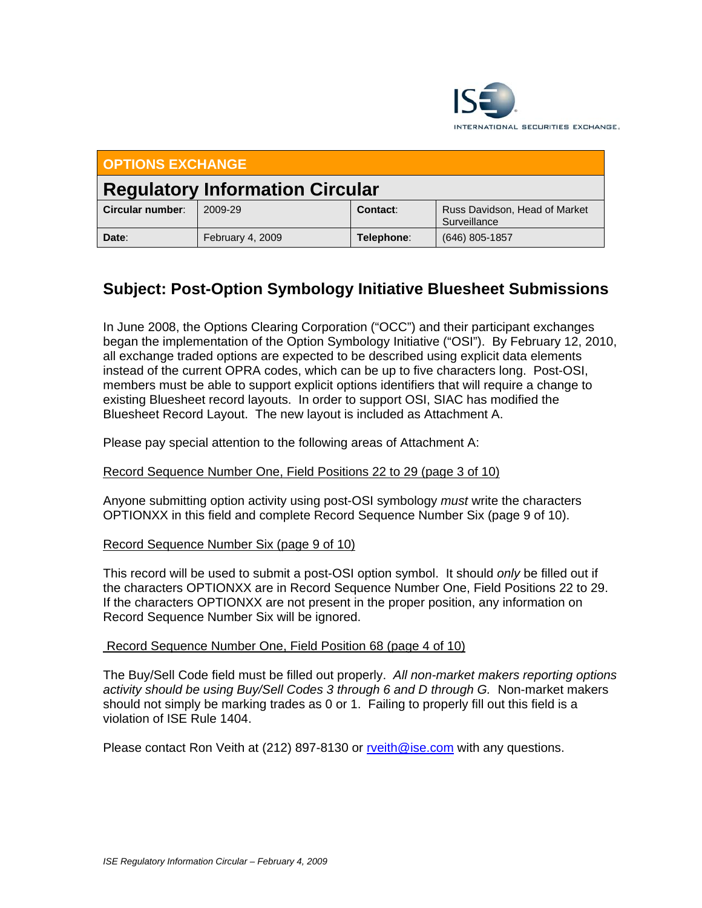INTERNATIONAL SECURITIES EXCHANGE.

| OPTIONS EXCHANGE | | | |
|---|---|---|---|
| **Regulatory Information Circular** | | | |
| **Circular number**: | 2009-29 | **Contact**: | Russ Davidson, Head of Market Surveillance |
| **Date**: | February 4, 2009 | **Telephone**: | (646) 805-1857 |

## Subject: Post-Option Symbology Initiative Bluesheet Submissions

In June 2008, the Options Clearing Corporation ("OCC") and their participant exchanges began the implementation of the Option Symbology Initiative ("OSI"). By February 12, 2010, all exchange traded options are expected to be described using explicit data elements instead of the current OPRA codes, which can be up to five characters long. Post-OSI, members must be able to support explicit options identifiers that will require a change to existing Bluesheet record layouts. In order to support OSI, SIAC has modified the Bluesheet Record Layout. The new layout is included as Attachment A.

Please pay special attention to the following areas of Attachment A:

Record Sequence Number One, Field Positions 22 to 29 (page 3 of 10)

Anyone submitting option activity using post-OSI symbology *must* write the characters OPTIONXX in this field and complete Record Sequence Number Six (page 9 of 10).

Record Sequence Number Six (page 9 of 10)

This record will be used to submit a post-OSI option symbol. It should *only* be filled out if the characters OPTIONXX are in Record Sequence Number One, Field Positions 22 to 29. If the characters OPTIONXX are not present in the proper position, any information on Record Sequence Number Six will be ignored.

Record Sequence Number One, Field Position 68 (page 4 of 10)

The Buy/Sell Code field must be filled out properly. *All non-market makers reporting options activity should be using Buy/Sell Codes 3 through 6 and D through G.* Non-market makers should not simply be marking trades as 0 or 1. Failing to properly fill out this field is a violation of ISE Rule 1404.

Please contact Ron Veith at (212) 897-8130 or rveith@ise.com with any questions.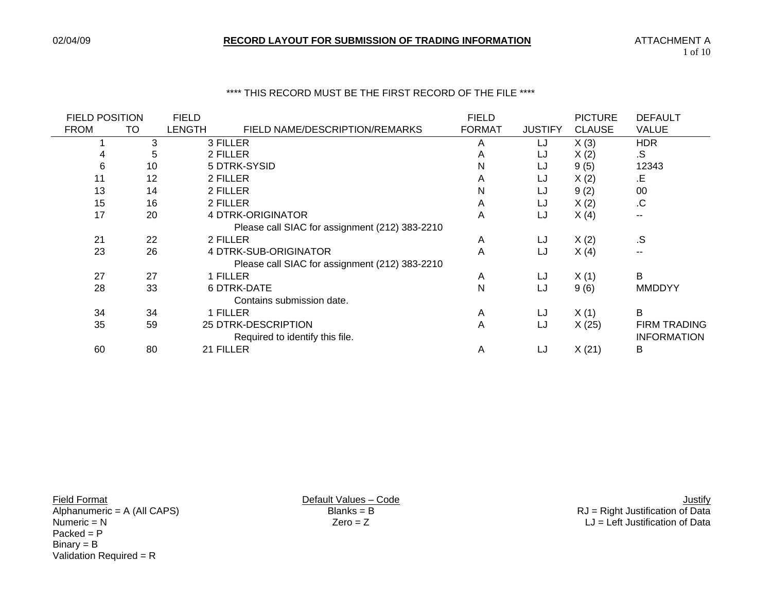# RECORD LAYOUT FOR SUBMISSION OF TRADING INFORMATION

ATTACHMENT A

02/04/09

**** THIS RECORD MUST BE THE FIRST RECORD OF THE FILE ****

| FIELD POSITION FROM | TO | FIELD LENGTH | FIELD NAME/DESCRIPTION/REMARKS | FIELD FORMAT | JUSTIFY | PICTURE CLAUSE | DEFAULT VALUE |
|---|---|---|---|---|---|---|---|
| 1 | 3 | 3 | FILLER | A | LJ | X (3) | HDR |
| 4 | 5 | 2 | FILLER | A | LJ | X (2) | .S |
| 6 | 10 | 5 | DTRK-SYSID | N | LJ | 9 (5) | 12343 |
| 11 | 12 | 2 | FILLER | A | LJ | X (2) | .E |
| 13 | 14 | 2 | FILLER | N | LJ | 9 (2) | 00 |
| 15 | 16 | 2 | FILLER | A | LJ | X (2) | .C |
| 17 | 20 | 4 | DTRK-ORIGINATOR<br>Please call SIAC for assignment (212) 383-2210 | A | LJ | X (4) | -- |
| 21 | 22 | 2 | FILLER | A | LJ | X (2) | .S |
| 23 | 26 | 4 | DTRK-SUB-ORIGINATOR<br>Please call SIAC for assignment (212) 383-2210 | A | LJ | X (4) | -- |
| 27 | 27 | 1 | FILLER | A | LJ | X (1) | B |
| 28 | 33 | 6 | DTRK-DATE<br>Contains submission date. | N | LJ | 9 (6) | MMDDYY |
| 34 | 34 | 1 | FILLER | A | LJ | X (1) | B |
| 35 | 59 | 25 | DTRK-DESCRIPTION<br>Required to identify this file. | A | LJ | X (25) | FIRM TRADING INFORMATION |
| 60 | 80 | 21 | FILLER | A | LJ | X (21) | B |

<u>Field Format</u>
Alphanumeric = A (All CAPS)
Numeric = N
Packed = P
Binary = B
Validation Required = R

<u>Default Values – Code</u>
Blanks = B
Zero = Z

<u>Justify</u>
RJ = Right Justification of Data
LJ = Left Justification of Data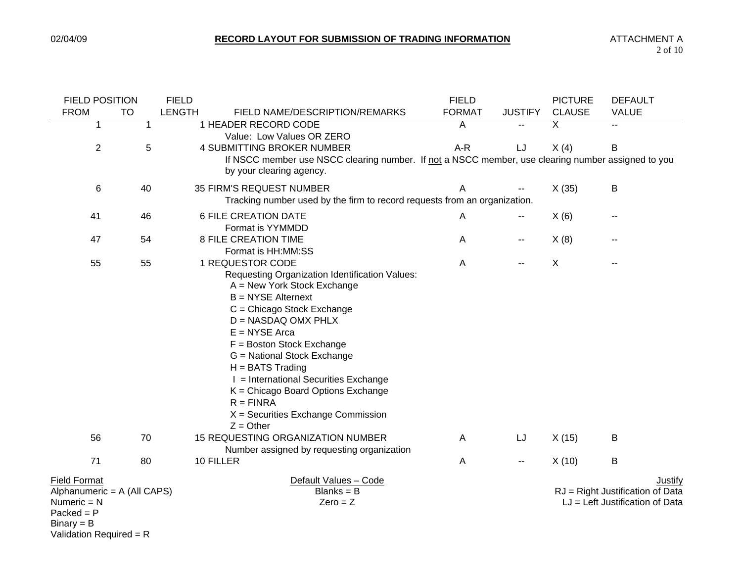02/04/09

## RECORD LAYOUT FOR SUBMISSION OF TRADING INFORMATION

ATTACHMENT A

| FIELD POSITION FROM | TO | FIELD LENGTH | FIELD NAME/DESCRIPTION/REMARKS | FIELD FORMAT | JUSTIFY | PICTURE CLAUSE | DEFAULT VALUE |
|---|---|---|---|---|---|---|---|
| 1 | 1 | 1 | HEADER RECORD CODE<br>Value: Low Values OR ZERO | A | -- | X | -- |
| 2 | 5 | 4 | SUBMITTING BROKER NUMBER<br>If NSCC member use NSCC clearing number. If not a NSCC member, use clearing number assigned to you by your clearing agency. | A-R | LJ | X (4) | B |
| 6 | 40 | 35 | FIRM'S REQUEST NUMBER<br>Tracking number used by the firm to record requests from an organization. | A | -- | X (35) | B |
| 41 | 46 | 6 | FILE CREATION DATE<br>Format is YYMMDD | A | -- | X (6) | -- |
| 47 | 54 | 8 | FILE CREATION TIME<br>Format is HH:MM:SS | A | -- | X (8) | -- |
| 55 | 55 | 1 | REQUESTOR CODE<br>Requesting Organization Identification Values:<br>A = New York Stock Exchange<br>B = NYSE Alternext<br>C = Chicago Stock Exchange<br>D = NASDAQ OMX PHLX<br>E = NYSE Arca<br>F = Boston Stock Exchange<br>G = National Stock Exchange<br>H = BATS Trading<br>I = International Securities Exchange<br>K = Chicago Board Options Exchange<br>R = FINRA<br>X = Securities Exchange Commission<br>Z = Other | A | -- | X | -- |
| 56 | 70 | 15 | REQUESTING ORGANIZATION NUMBER<br>Number assigned by requesting organization | A | LJ | X (15) | B |
| 71 | 80 | 10 | FILLER | A | -- | X (10) | B |

**Field Format**
Alphanumeric = A (All CAPS)
Numeric = N
Packed = P
Binary = B
Validation Required = R

**Default Values – Code**
Blanks = B
Zero = Z

**Justify**
RJ = Right Justification of Data
LJ = Left Justification of Data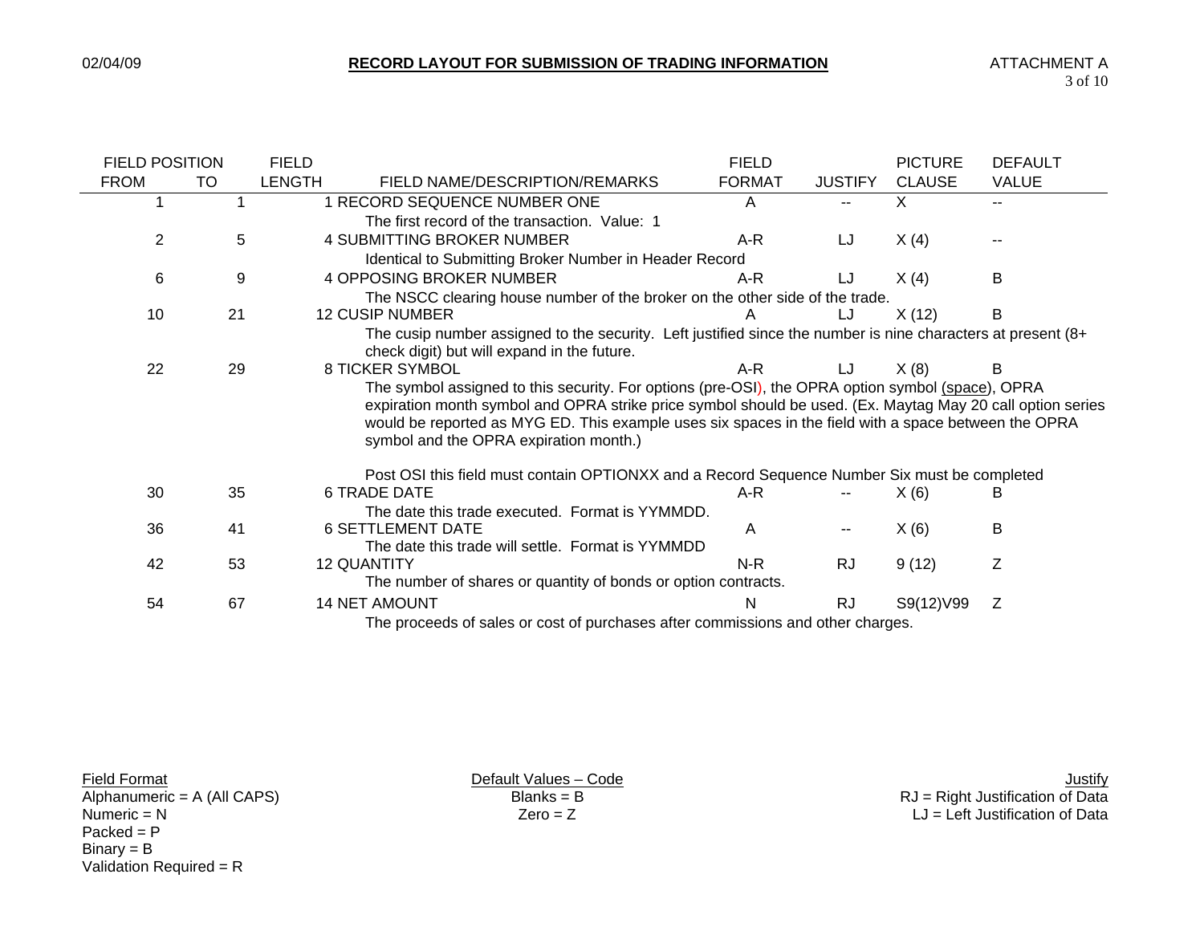# RECORD LAYOUT FOR SUBMISSION OF TRADING INFORMATION

02/04/09

ATTACHMENT A

| FIELD POSITION FROM | TO | FIELD LENGTH | FIELD NAME/DESCRIPTION/REMARKS | FIELD FORMAT | JUSTIFY | PICTURE CLAUSE | DEFAULT VALUE |
|---|---|---|---|---|---|---|---|
| 1 | 1 | 1 | RECORD SEQUENCE NUMBER ONE<br>The first record of the transaction. Value: 1 | A | -- | X | -- |
| 2 | 5 | 4 | SUBMITTING BROKER NUMBER<br>Identical to Submitting Broker Number in Header Record | A-R | LJ | X (4) | -- |
| 6 | 9 | 4 | OPPOSING BROKER NUMBER<br>The NSCC clearing house number of the broker on the other side of the trade. | A-R | LJ | X (4) | B |
| 10 | 21 | 12 | CUSIP NUMBER<br>The cusip number assigned to the security. Left justified since the number is nine characters at present (8+ check digit) but will expand in the future. | A | LJ | X (12) | B |
| 22 | 29 | 8 | TICKER SYMBOL<br>The symbol assigned to this security. For options (pre-OSI), the OPRA option symbol (space), OPRA expiration month symbol and OPRA strike price symbol should be used. (Ex. Maytag May 20 call option series would be reported as MYG ED. This example uses six spaces in the field with a space between the OPRA symbol and the OPRA expiration month.)<br><br>Post OSI this field must contain OPTIONXX and a Record Sequence Number Six must be completed | A-R | LJ | X (8) | B |
| 30 | 35 | 6 | TRADE DATE<br>The date this trade executed. Format is YYMMDD. | A-R | -- | X (6) | B |
| 36 | 41 | 6 | SETTLEMENT DATE<br>The date this trade will settle. Format is YYMMDD | A | -- | X (6) | B |
| 42 | 53 | 12 | QUANTITY<br>The number of shares or quantity of bonds or option contracts. | N-R | RJ | 9 (12) | Z |
| 54 | 67 | 14 | NET AMOUNT<br>The proceeds of sales or cost of purchases after commissions and other charges. | N | RJ | S9(12)V99 | Z |

**Field Format**
Alphanumeric = A (All CAPS)
Numeric = N
Packed = P
Binary = B
Validation Required = R

**Default Values – Code**
Blanks = B
Zero = Z

**Justify**
RJ = Right Justification of Data
LJ = Left Justification of Data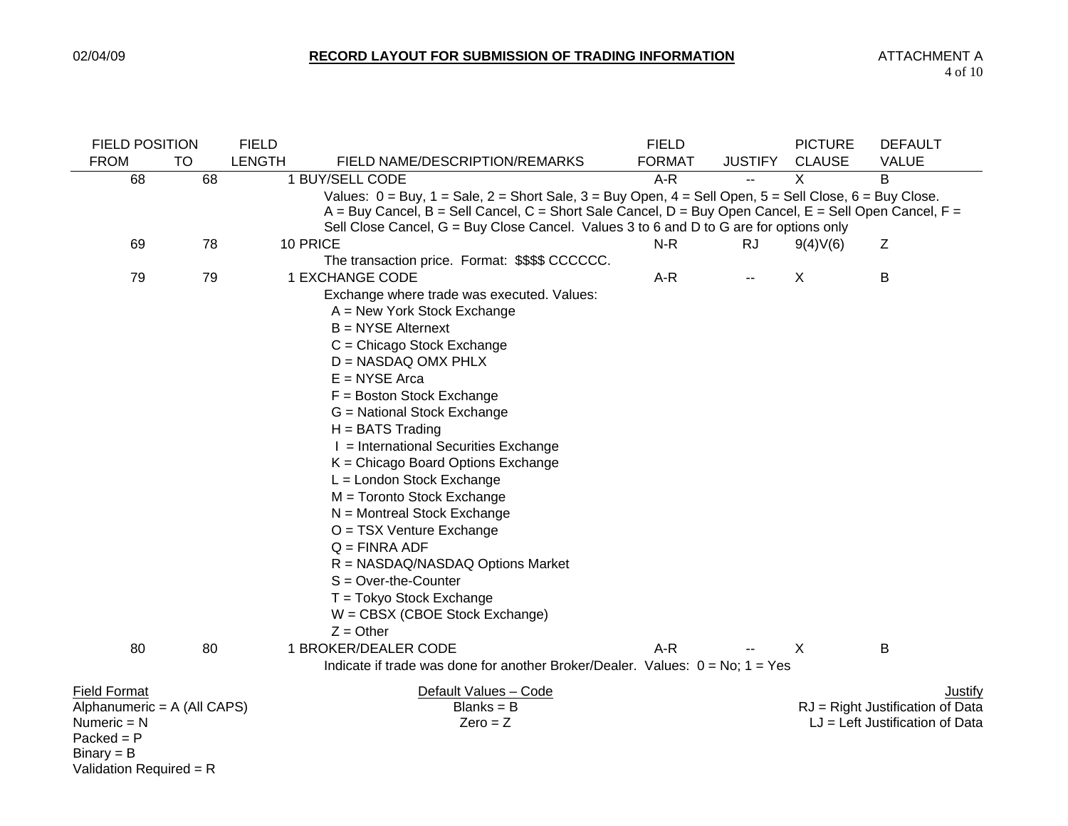| FIELD POSITION FROM | TO | FIELD LENGTH | FIELD NAME/DESCRIPTION/REMARKS | FIELD FORMAT | JUSTIFY | PICTURE CLAUSE | DEFAULT VALUE |
|---|---|---|---|---|---|---|---|
| 68 | 68 | 1 | BUY/SELL CODE | A-R | -- | X | B |
| | | | Values: 0 = Buy, 1 = Sale, 2 = Short Sale, 3 = Buy Open, 4 = Sell Open, 5 = Sell Close, 6 = Buy Close. A = Buy Cancel, B = Sell Cancel, C = Short Sale Cancel, D = Buy Open Cancel, E = Sell Open Cancel, F = Sell Close Cancel, G = Buy Close Cancel. Values 3 to 6 and D to G are for options only | | | | |
| 69 | 78 | 10 | PRICE | N-R | RJ | 9(4)V(6) | Z |
| | | | The transaction price. Format: $$$$ CCCCCC. | | | | |
| 79 | 79 | 1 | EXCHANGE CODE | A-R | -- | X | B |
| | | | Exchange where trade was executed. Values:<br>A = New York Stock Exchange<br>B = NYSE Alternext<br>C = Chicago Stock Exchange<br>D = NASDAQ OMX PHLX<br>E = NYSE Arca<br>F = Boston Stock Exchange<br>G = National Stock Exchange<br>H = BATS Trading<br>I = International Securities Exchange<br>K = Chicago Board Options Exchange<br>L = London Stock Exchange<br>M = Toronto Stock Exchange<br>N = Montreal Stock Exchange<br>O = TSX Venture Exchange<br>Q = FINRA ADF<br>R = NASDAQ/NASDAQ Options Market<br>S = Over-the-Counter<br>T = Tokyo Stock Exchange<br>W = CBSX (CBOE Stock Exchange)<br>Z = Other | | | | |
| 80 | 80 | 1 | BROKER/DEALER CODE | A-R | -- | X | B |
| | | | Indicate if trade was done for another Broker/Dealer. Values: 0 = No; 1 = Yes | | | | |

**Field Format**
Alphanumeric = A (All CAPS)
Numeric = N
Packed = P
Binary = B
Validation Required = R

**Default Values – Code**
Blanks = B
Zero = Z

**Justify**
RJ = Right Justification of Data
LJ = Left Justification of Data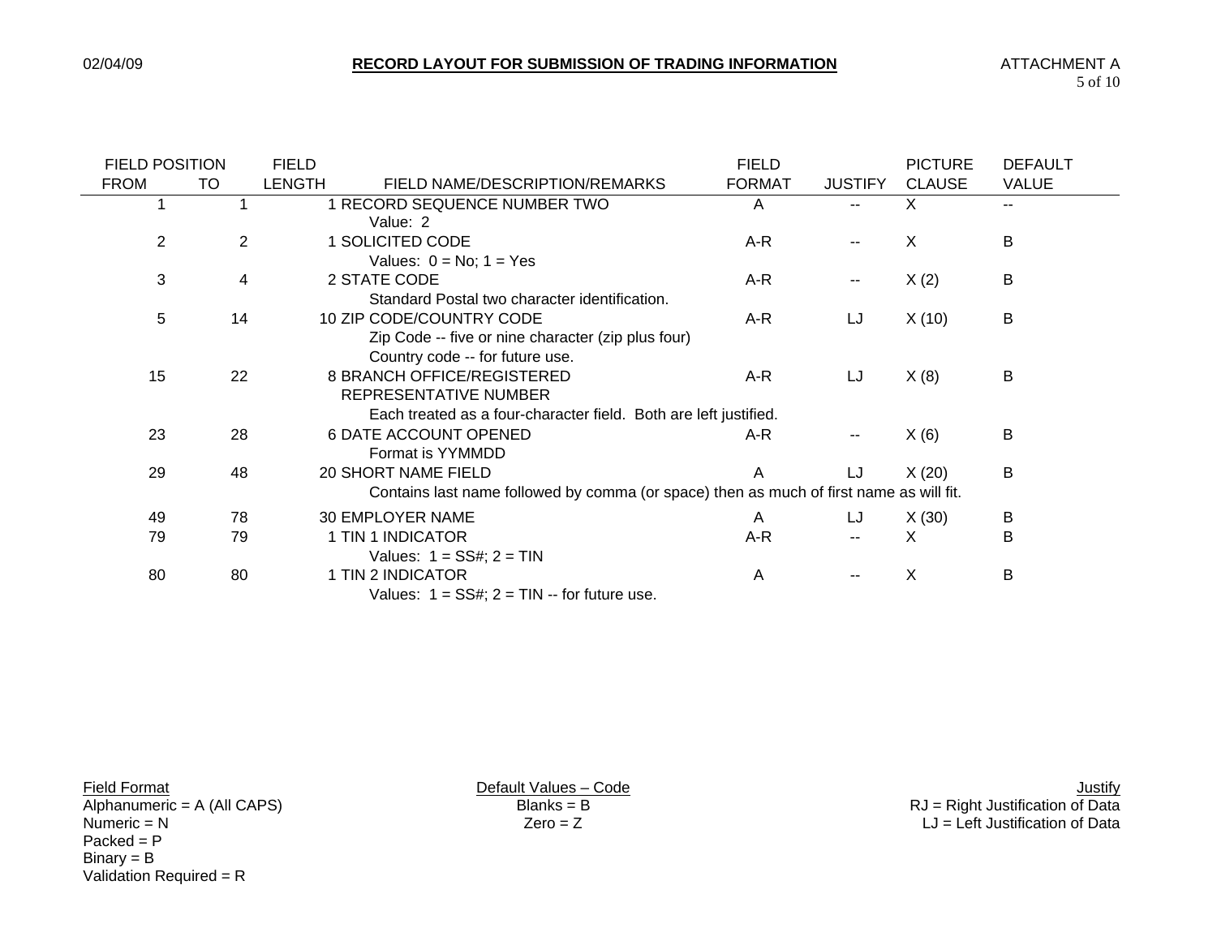# RECORD LAYOUT FOR SUBMISSION OF TRADING INFORMATION

| FIELD POSITION FROM | TO | FIELD LENGTH | FIELD NAME/DESCRIPTION/REMARKS | FIELD FORMAT | JUSTIFY | PICTURE CLAUSE | DEFAULT VALUE |
|---|---|---|---|---|---|---|---|
| 1 | 1 | 1 | RECORD SEQUENCE NUMBER TWO<br>Value: 2 | A | -- | X | -- |
| 2 | 2 | 1 | SOLICITED CODE<br>Values: 0 = No; 1 = Yes | A-R | -- | X | B |
| 3 | 4 | 2 | STATE CODE<br>Standard Postal two character identification. | A-R | -- | X (2) | B |
| 5 | 14 | 10 | ZIP CODE/COUNTRY CODE<br>Zip Code -- five or nine character (zip plus four)<br>Country code -- for future use. | A-R | LJ | X (10) | B |
| 15 | 22 | 8 | BRANCH OFFICE/REGISTERED REPRESENTATIVE NUMBER<br>Each treated as a four-character field. Both are left justified. | A-R | LJ | X (8) | B |
| 23 | 28 | 6 | DATE ACCOUNT OPENED<br>Format is YYMMDD | A-R | -- | X (6) | B |
| 29 | 48 | 20 | SHORT NAME FIELD<br>Contains last name followed by comma (or space) then as much of first name as will fit. | A | LJ | X (20) | B |
| 49 | 78 | 30 | EMPLOYER NAME | A | LJ | X (30) | B |
| 79 | 79 | 1 | TIN 1 INDICATOR<br>Values: 1 = SS#; 2 = TIN | A-R | -- | X | B |
| 80 | 80 | 1 | TIN 2 INDICATOR<br>Values: 1 = SS#; 2 = TIN -- for future use. | A | -- | X | B |

**Field Format**
Alphanumeric = A (All CAPS)
Numeric = N
Packed = P
Binary = B
Validation Required = R

**Default Values – Code**
Blanks = B
Zero = Z

**Justify**
RJ = Right Justification of Data
LJ = Left Justification of Data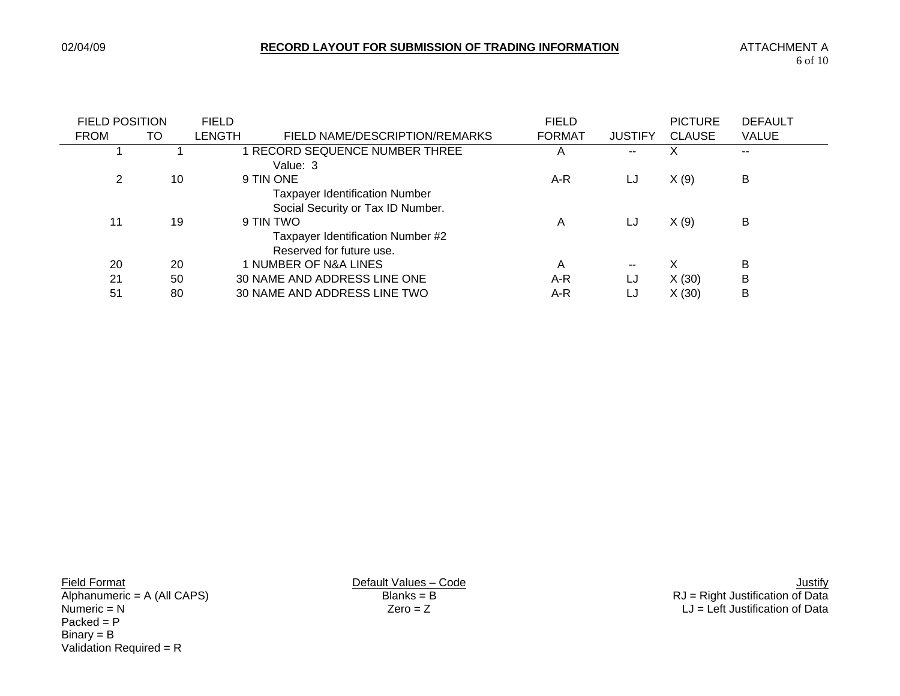# RECORD LAYOUT FOR SUBMISSION OF TRADING INFORMATION

ATTACHMENT A

| FIELD POSITION FROM | TO | FIELD LENGTH | FIELD NAME/DESCRIPTION/REMARKS | FIELD FORMAT | JUSTIFY | PICTURE CLAUSE | DEFAULT VALUE |
|---|---|---|---|---|---|---|---|
| 1 | 1 | 1 | RECORD SEQUENCE NUMBER THREE<br>Value: 3 | A | -- | X | -- |
| 2 | 10 | 9 | TIN ONE<br>Taxpayer Identification Number<br>Social Security or Tax ID Number. | A-R | LJ | X (9) | B |
| 11 | 19 | 9 | TIN TWO<br>Taxpayer Identification Number #2<br>Reserved for future use. | A | LJ | X (9) | B |
| 20 | 20 | 1 | NUMBER OF N&A LINES | A | -- | X | B |
| 21 | 50 | 30 | NAME AND ADDRESS LINE ONE | A-R | LJ | X (30) | B |
| 51 | 80 | 30 | NAME AND ADDRESS LINE TWO | A-R | LJ | X (30) | B |

Field Format
Alphanumeric = A (All CAPS)
Numeric = N
Packed = P
Binary = B
Validation Required = R

Default Values – Code
Blanks = B
Zero = Z

Justify
RJ = Right Justification of Data
LJ = Left Justification of Data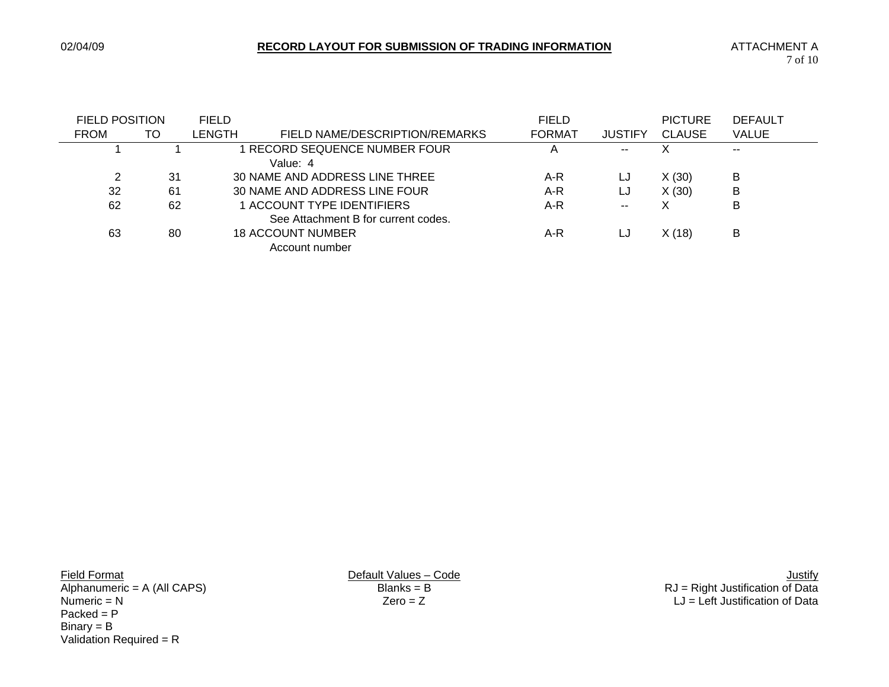# RECORD LAYOUT FOR SUBMISSION OF TRADING INFORMATION

02/04/09

ATTACHMENT A

| FIELD POSITION FROM | TO | FIELD LENGTH | FIELD NAME/DESCRIPTION/REMARKS | FIELD FORMAT | JUSTIFY | PICTURE CLAUSE | DEFAULT VALUE |
|---|---|---|---|---|---|---|---|
| 1 | 1 | 1 | RECORD SEQUENCE NUMBER FOUR<br>Value: 4 | A | -- | X | -- |
| 2 | 31 | 30 | NAME AND ADDRESS LINE THREE | A-R | LJ | X (30) | B |
| 32 | 61 | 30 | NAME AND ADDRESS LINE FOUR | A-R | LJ | X (30) | B |
| 62 | 62 | 1 | ACCOUNT TYPE IDENTIFIERS<br>See Attachment B for current codes. | A-R | -- | X | B |
| 63 | 80 | 18 | ACCOUNT NUMBER<br>Account number | A-R | LJ | X (18) | B |

Field Format
Alphanumeric = A (All CAPS)
Numeric = N
Packed = P
Binary = B
Validation Required = R

Default Values – Code
Blanks = B
Zero = Z

Justify
RJ = Right Justification of Data
LJ = Left Justification of Data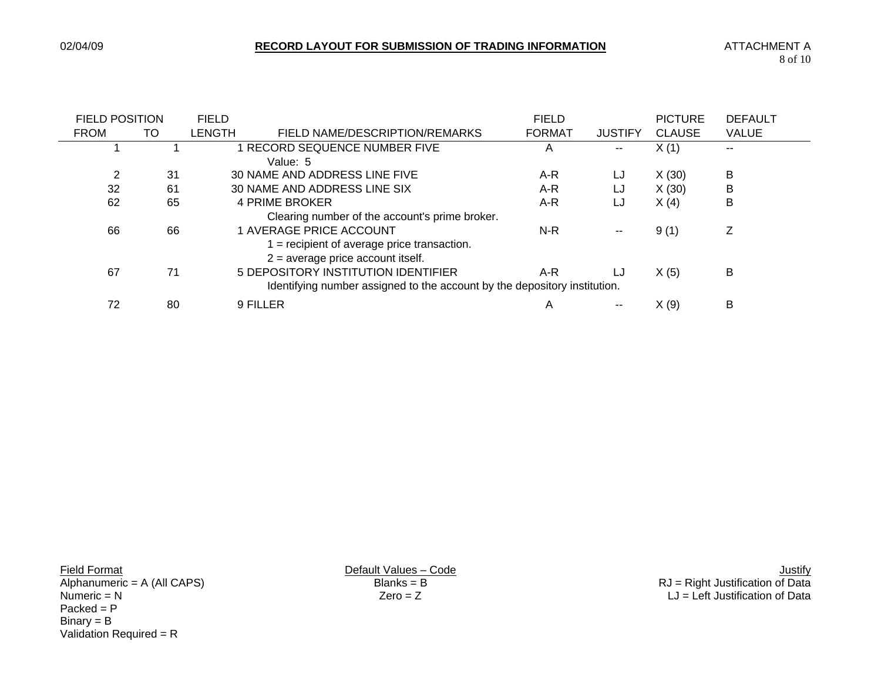## RECORD LAYOUT FOR SUBMISSION OF TRADING INFORMATION

ATTACHMENT A

| FIELD POSITION FROM | TO | FIELD LENGTH | FIELD NAME/DESCRIPTION/REMARKS | FIELD FORMAT | JUSTIFY | PICTURE CLAUSE | DEFAULT VALUE |
|---|---|---|---|---|---|---|---|
| 1 | 1 | 1 | RECORD SEQUENCE NUMBER FIVE<br>Value: 5 | A | -- | X (1) | -- |
| 2 | 31 | 30 | NAME AND ADDRESS LINE FIVE | A-R | LJ | X (30) | B |
| 32 | 61 | 30 | NAME AND ADDRESS LINE SIX | A-R | LJ | X (30) | B |
| 62 | 65 | 4 | PRIME BROKER<br>Clearing number of the account's prime broker. | A-R | LJ | X (4) | B |
| 66 | 66 | 1 | AVERAGE PRICE ACCOUNT<br>1 = recipient of average price transaction.<br>2 = average price account itself. | N-R | -- | 9 (1) | Z |
| 67 | 71 | 5 | DEPOSITORY INSTITUTION IDENTIFIER<br>Identifying number assigned to the account by the depository institution. | A-R | LJ | X (5) | B |
| 72 | 80 | 9 | FILLER | A | -- | X (9) | B |

**Field Format**
Alphanumeric = A (All CAPS)
Numeric = N
Packed = P
Binary = B
Validation Required = R

**Default Values – Code**
Blanks = B
Zero = Z

**Justify**
RJ = Right Justification of Data
LJ = Left Justification of Data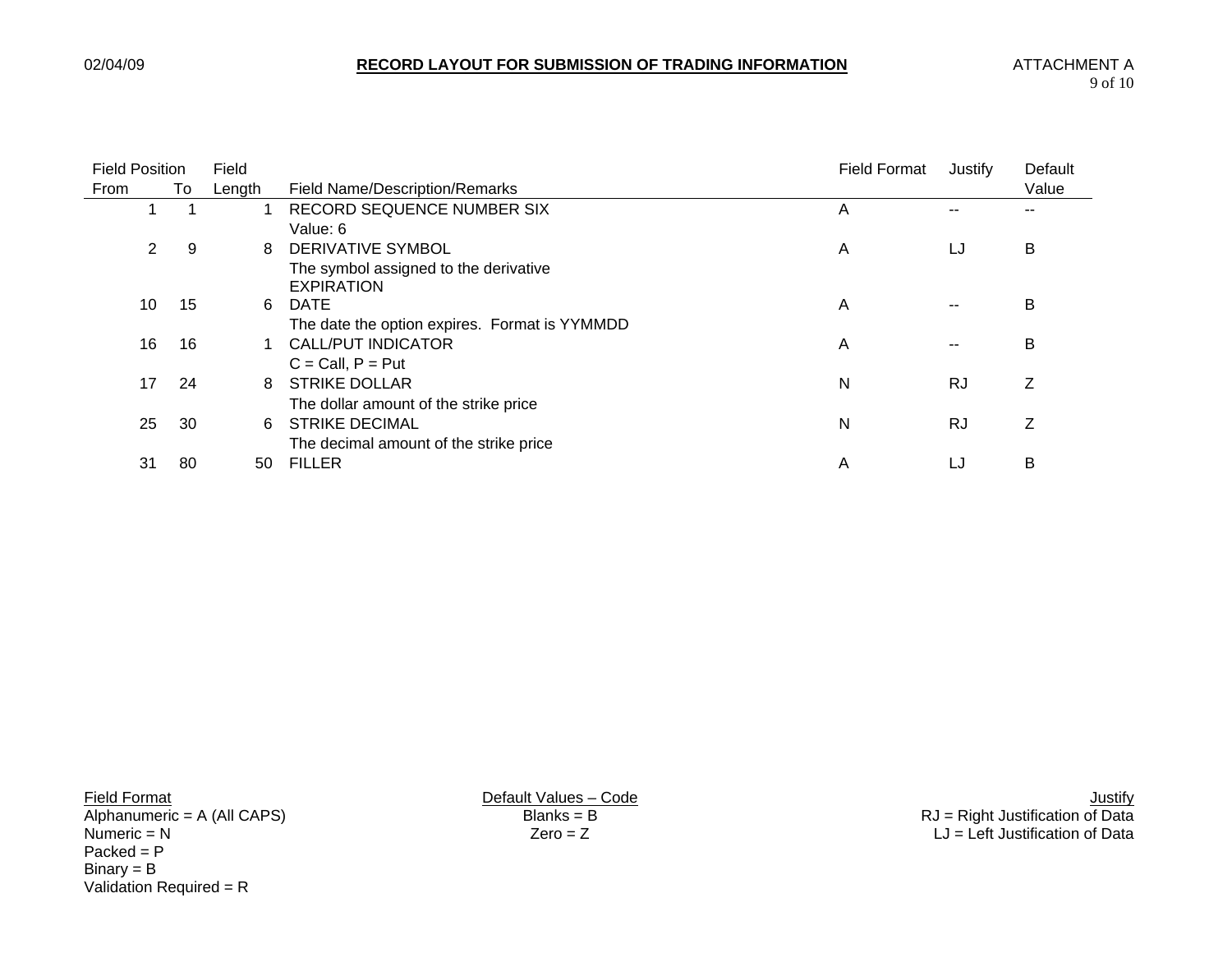# RECORD LAYOUT FOR SUBMISSION OF TRADING INFORMATION

ATTACHMENT A

| Field Position From | To | Field Length | Field Name/Description/Remarks | Field Format | Justify | Default Value |
|---|---|---|---|---|---|---|
| 1 | 1 | 1 | RECORD SEQUENCE NUMBER SIX<br>Value: 6 | A | -- | -- |
| 2 | 9 | 8 | DERIVATIVE SYMBOL<br>The symbol assigned to the derivative | A | LJ | B |
| 10 | 15 | 6 | EXPIRATION DATE<br>The date the option expires. Format is YYMMDD | A | -- | B |
| 16 | 16 | 1 | CALL/PUT INDICATOR<br>C = Call, P = Put | A | -- | B |
| 17 | 24 | 8 | STRIKE DOLLAR<br>The dollar amount of the strike price | N | RJ | Z |
| 25 | 30 | 6 | STRIKE DECIMAL<br>The decimal amount of the strike price | N | RJ | Z |
| 31 | 80 | 50 | FILLER | A | LJ | B |

Field Format
Alphanumeric = A (All CAPS)
Numeric = N
Packed = P
Binary = B
Validation Required = R

Default Values – Code
Blanks = B
Zero = Z

Justify
RJ = Right Justification of Data
LJ = Left Justification of Data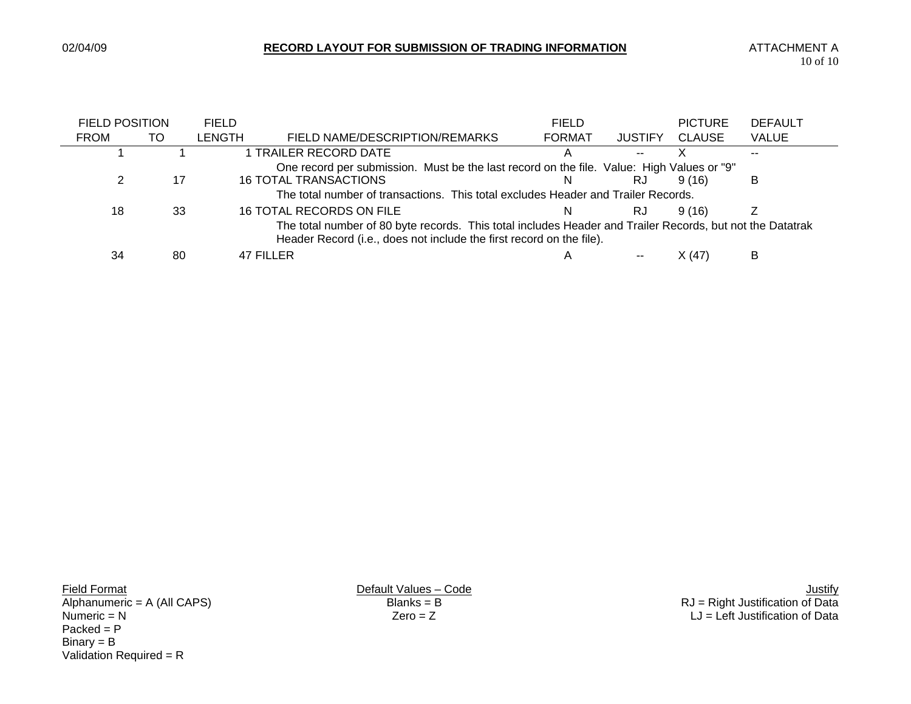# RECORD LAYOUT FOR SUBMISSION OF TRADING INFORMATION

ATTACHMENT A

| FIELD POSITION FROM | TO | FIELD LENGTH | FIELD NAME/DESCRIPTION/REMARKS | FIELD FORMAT | JUSTIFY | PICTURE CLAUSE | DEFAULT VALUE |
|---|---|---|---|---|---|---|---|
| 1 | 1 | 1 | TRAILER RECORD DATE | A | -- | X | -- |
| | | | One record per submission. Must be the last record on the file. Value: High Values or "9" | | | | |
| 2 | 17 | 16 | TOTAL TRANSACTIONS | N | RJ | 9 (16) | B |
| | | | The total number of transactions. This total excludes Header and Trailer Records. | | | | |
| 18 | 33 | 16 | TOTAL RECORDS ON FILE | N | RJ | 9 (16) | Z |
| | | | The total number of 80 byte records. This total includes Header and Trailer Records, but not the Datatrak Header Record (i.e., does not include the first record on the file). | | | | |
| 34 | 80 | 47 | FILLER | A | -- | X (47) | B |

**Field Format**
Alphanumeric = A (All CAPS)
Numeric = N
Packed = P
Binary = B
Validation Required = R

**Default Values – Code**
Blanks = B
Zero = Z

**Justify**
RJ = Right Justification of Data
LJ = Left Justification of Data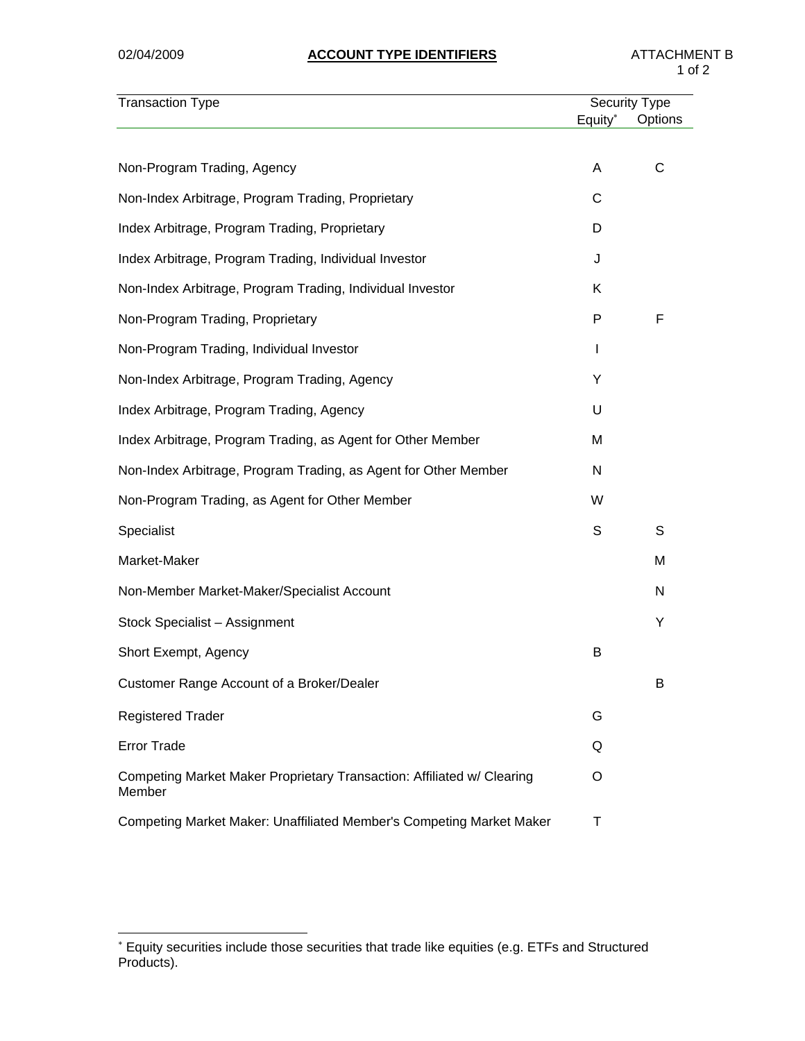02/04/2009 **ACCOUNT TYPE IDENTIFIERS** ATTACHMENT B

| Transaction Type | Security Type | |
|---|---|---|
| | Equity* | Options |
| Non-Program Trading, Agency | A | C |
| Non-Index Arbitrage, Program Trading, Proprietary | C | |
| Index Arbitrage, Program Trading, Proprietary | D | |
| Index Arbitrage, Program Trading, Individual Investor | J | |
| Non-Index Arbitrage, Program Trading, Individual Investor | K | |
| Non-Program Trading, Proprietary | P | F |
| Non-Program Trading, Individual Investor | I | |
| Non-Index Arbitrage, Program Trading, Agency | Y | |
| Index Arbitrage, Program Trading, Agency | U | |
| Index Arbitrage, Program Trading, as Agent for Other Member | M | |
| Non-Index Arbitrage, Program Trading, as Agent for Other Member | N | |
| Non-Program Trading, as Agent for Other Member | W | |
| Specialist | S | S |
| Market-Maker | | M |
| Non-Member Market-Maker/Specialist Account | | N |
| Stock Specialist – Assignment | | Y |
| Short Exempt, Agency | B | |
| Customer Range Account of a Broker/Dealer | | B |
| Registered Trader | G | |
| Error Trade | Q | |
| Competing Market Maker Proprietary Transaction: Affiliated w/ Clearing Member | O | |
| Competing Market Maker: Unaffiliated Member's Competing Market Maker | T | |

* Equity securities include those securities that trade like equities (e.g. ETFs and Structured Products).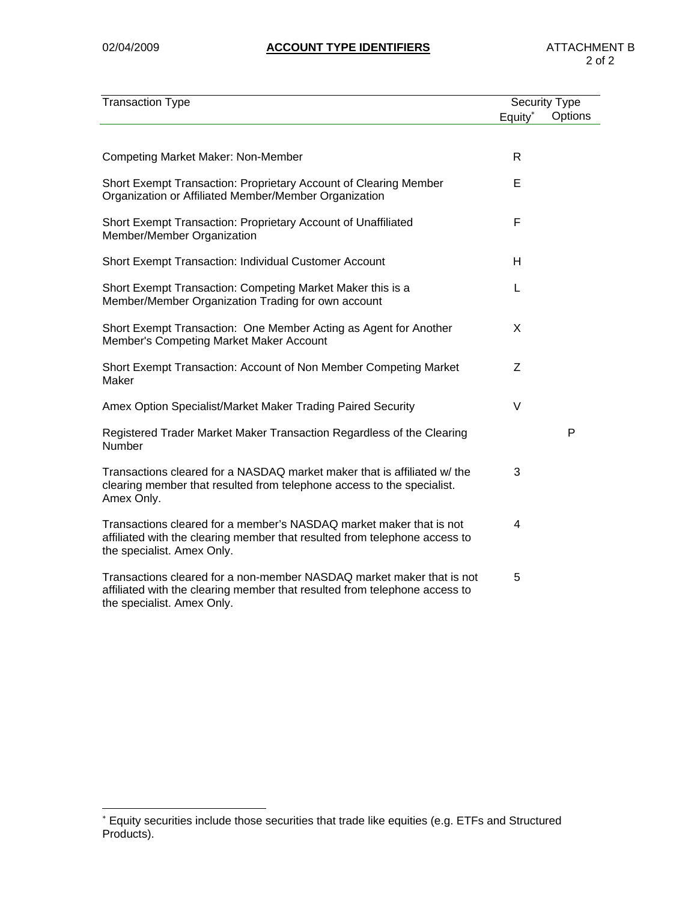## ACCOUNT TYPE IDENTIFIERS

02/04/2009

ATTACHMENT B

| Transaction Type | Security Type | |
|---|---|---|
| | Equity* | Options |
| Competing Market Maker: Non-Member | R | |
| Short Exempt Transaction: Proprietary Account of Clearing Member Organization or Affiliated Member/Member Organization | E | |
| Short Exempt Transaction: Proprietary Account of Unaffiliated Member/Member Organization | F | |
| Short Exempt Transaction: Individual Customer Account | H | |
| Short Exempt Transaction: Competing Market Maker this is a Member/Member Organization Trading for own account | L | |
| Short Exempt Transaction: One Member Acting as Agent for Another Member's Competing Market Maker Account | X | |
| Short Exempt Transaction: Account of Non Member Competing Market Maker | Z | |
| Amex Option Specialist/Market Maker Trading Paired Security | V | |
| Registered Trader Market Maker Transaction Regardless of the Clearing Number | | P |
| Transactions cleared for a NASDAQ market maker that is affiliated w/ the clearing member that resulted from telephone access to the specialist. Amex Only. | 3 | |
| Transactions cleared for a member's NASDAQ market maker that is not affiliated with the clearing member that resulted from telephone access to the specialist. Amex Only. | 4 | |
| Transactions cleared for a non-member NASDAQ market maker that is not affiliated with the clearing member that resulted from telephone access to the specialist. Amex Only. | 5 | |

* Equity securities include those securities that trade like equities (e.g. ETFs and Structured Products).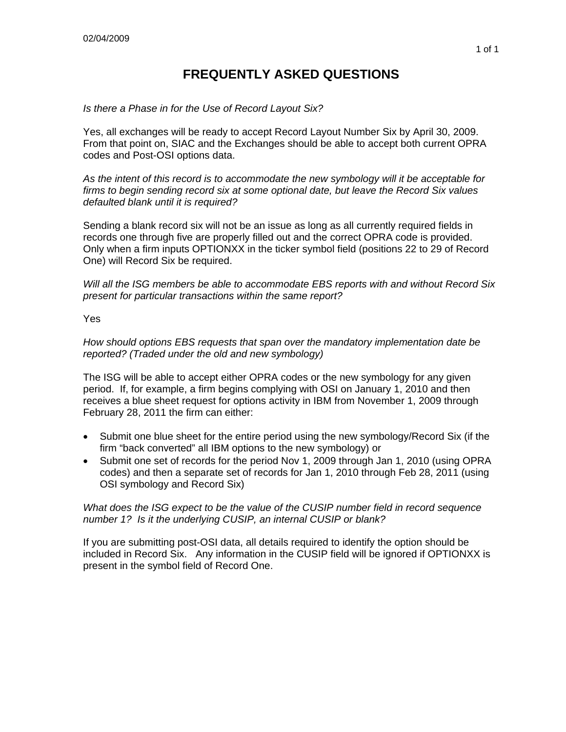02/04/2009

# FREQUENTLY ASKED QUESTIONS

*Is there a Phase in for the Use of Record Layout Six?*

Yes, all exchanges will be ready to accept Record Layout Number Six by April 30, 2009. From that point on, SIAC and the Exchanges should be able to accept both current OPRA codes and Post-OSI options data.

*As the intent of this record is to accommodate the new symbology will it be acceptable for firms to begin sending record six at some optional date, but leave the Record Six values defaulted blank until it is required?*

Sending a blank record six will not be an issue as long as all currently required fields in records one through five are properly filled out and the correct OPRA code is provided. Only when a firm inputs OPTIONXX in the ticker symbol field (positions 22 to 29 of Record One) will Record Six be required.

*Will all the ISG members be able to accommodate EBS reports with and without Record Six present for particular transactions within the same report?*

Yes

*How should options EBS requests that span over the mandatory implementation date be reported? (Traded under the old and new symbology)*

The ISG will be able to accept either OPRA codes or the new symbology for any given period. If, for example, a firm begins complying with OSI on January 1, 2010 and then receives a blue sheet request for options activity in IBM from November 1, 2009 through February 28, 2011 the firm can either:

- Submit one blue sheet for the entire period using the new symbology/Record Six (if the firm "back converted" all IBM options to the new symbology) or
- Submit one set of records for the period Nov 1, 2009 through Jan 1, 2010 (using OPRA codes) and then a separate set of records for Jan 1, 2010 through Feb 28, 2011 (using OSI symbology and Record Six)

*What does the ISG expect to be the value of the CUSIP number field in record sequence number 1? Is it the underlying CUSIP, an internal CUSIP or blank?*

If you are submitting post-OSI data, all details required to identify the option should be included in Record Six. Any information in the CUSIP field will be ignored if OPTIONXX is present in the symbol field of Record One.